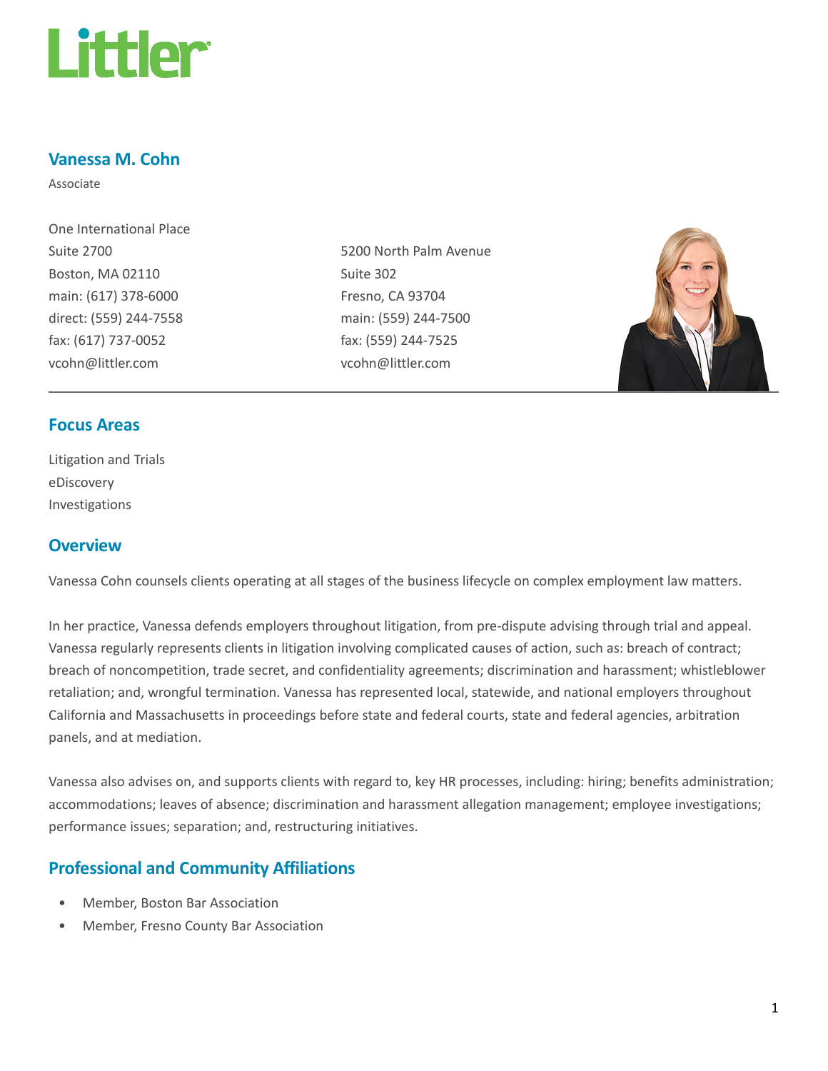Littler

## Vanessa M. Cohn

Associate

One International Place
Suite 2700
Boston, MA 02110
main: (617) 378-6000
direct: (559) 244-7558
fax: (617) 737-0052
vcohn@littler.com

5200 North Palm Avenue
Suite 302
Fresno, CA 93704
main: (559) 244-7500
fax: (559) 244-7525
vcohn@littler.com

## Focus Areas

Litigation and Trials
eDiscovery
Investigations

## Overview

Vanessa Cohn counsels clients operating at all stages of the business lifecycle on complex employment law matters.

In her practice, Vanessa defends employers throughout litigation, from pre-dispute advising through trial and appeal. Vanessa regularly represents clients in litigation involving complicated causes of action, such as: breach of contract; breach of noncompetition, trade secret, and confidentiality agreements; discrimination and harassment; whistleblower retaliation; and, wrongful termination. Vanessa has represented local, statewide, and national employers throughout California and Massachusetts in proceedings before state and federal courts, state and federal agencies, arbitration panels, and at mediation.

Vanessa also advises on, and supports clients with regard to, key HR processes, including: hiring; benefits administration; accommodations; leaves of absence; discrimination and harassment allegation management; employee investigations; performance issues; separation; and, restructuring initiatives.

## Professional and Community Affiliations

- Member, Boston Bar Association
- Member, Fresno County Bar Association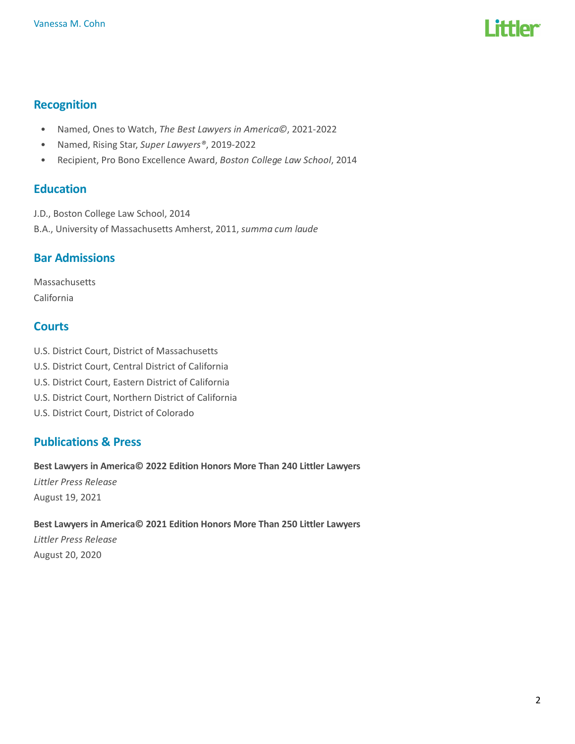## Recognition

- Named, Ones to Watch, *The Best Lawyers in America©*, 2021-2022
- Named, Rising Star, *Super Lawyers®*, 2019-2022
- Recipient, Pro Bono Excellence Award, *Boston College Law School*, 2014

## Education

J.D., Boston College Law School, 2014

B.A., University of Massachusetts Amherst, 2011, *summa cum laude*

## Bar Admissions

Massachusetts

California

## Courts

U.S. District Court, District of Massachusetts

U.S. District Court, Central District of California

U.S. District Court, Eastern District of California

U.S. District Court, Northern District of California

U.S. District Court, District of Colorado

## Publications & Press

**Best Lawyers in America© 2022 Edition Honors More Than 240 Littler Lawyers**

*Littler Press Release*

August 19, 2021

**Best Lawyers in America© 2021 Edition Honors More Than 250 Littler Lawyers**

*Littler Press Release*

August 20, 2020